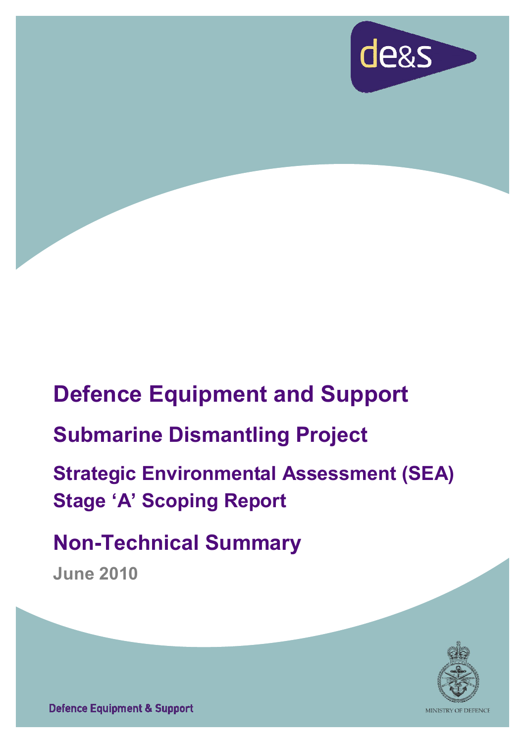# Defence Equipment and Support

## Submarine Dismantling Project

## Strategic Environmental Assessment (SEA) Stage 'A' Scoping Report

# Non-Technical Summary

**June 2010**

Defence Equipment & Support

MINISTRY OF DEFENCE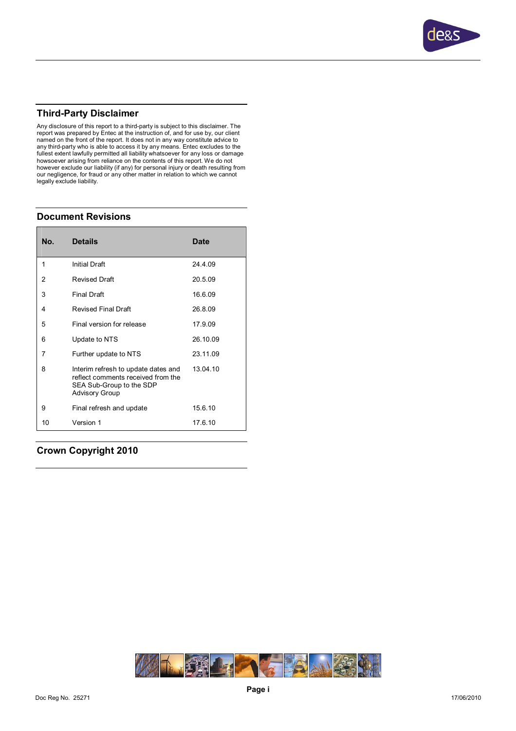## Third-Party Disclaimer

Any disclosure of this report to a third-party is subject to this disclaimer. The report was prepared by Entec at the instruction of, and for use by, our client named on the front of the report. It does not in any way constitute advice to any third-party who is able to access it by any means. Entec excludes to the fullest extent lawfully permitted all liability whatsoever for any loss or damage howsoever arising from reliance on the contents of this report. We do not however exclude our liability (if any) for personal injury or death resulting from our negligence, for fraud or any other matter in relation to which we cannot legally exclude liability.

## Document Revisions

| No. | Details | Date |
|---|---|---|
| 1 | Initial Draft | 24.4.09 |
| 2 | Revised Draft | 20.5.09 |
| 3 | Final Draft | 16.6.09 |
| 4 | Revised Final Draft | 26.8.09 |
| 5 | Final version for release | 17.9.09 |
| 6 | Update to NTS | 26.10.09 |
| 7 | Further update to NTS | 23.11.09 |
| 8 | Interim refresh to update dates and reflect comments received from the SEA Sub-Group to the SDP Advisory Group | 13.04.10 |
| 9 | Final refresh and update | 15.6.10 |
| 10 | Version 1 | 17.6.10 |

## Crown Copyright 2010

Doc Reg No. 25271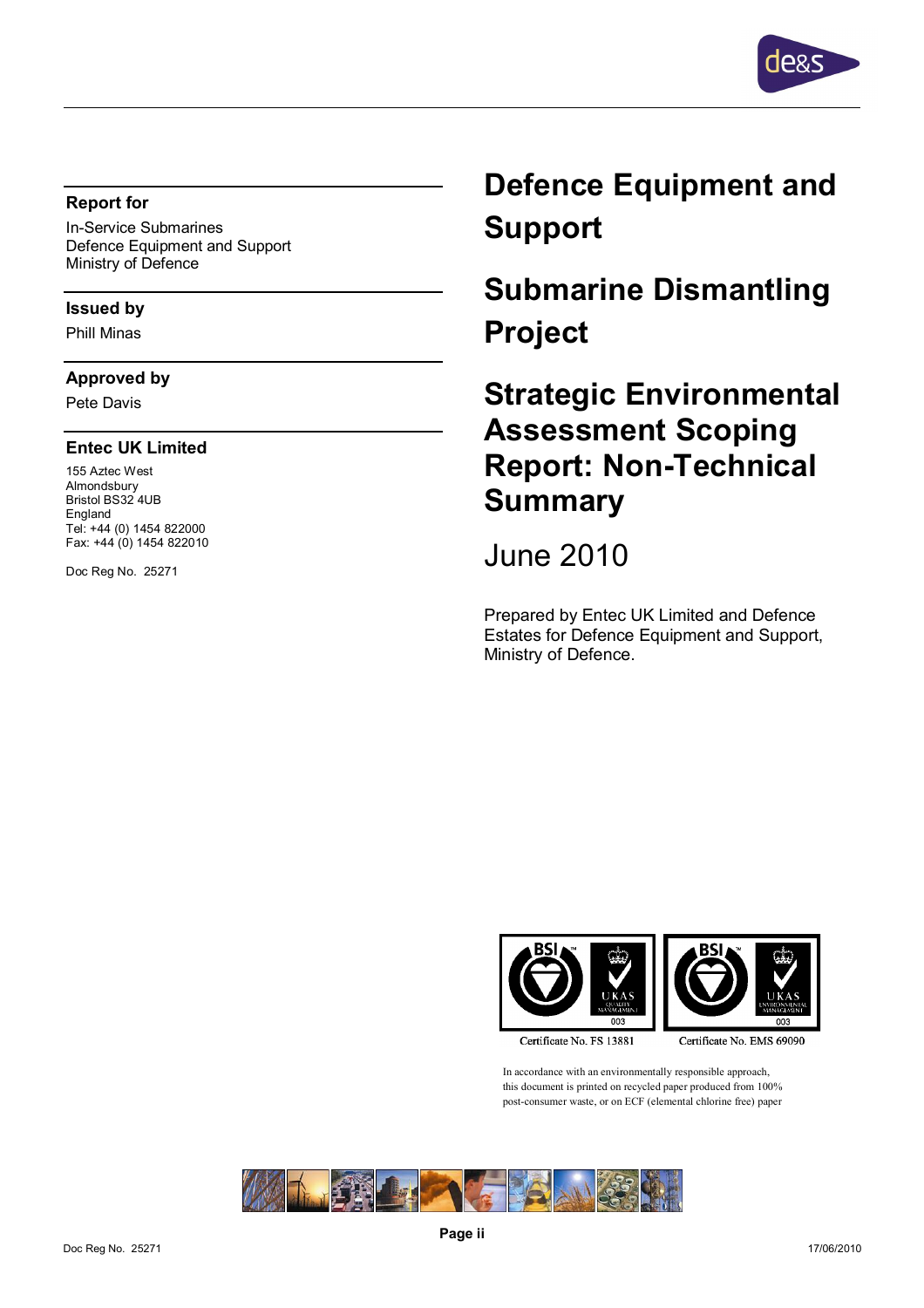**Report for**

In-Service Submarines
Defence Equipment and Support
Ministry of Defence

**Issued by**

Phill Minas

**Approved by**

Pete Davis

**Entec UK Limited**

155 Aztec West
Almondsbury
Bristol BS32 4UB
England
Tel: +44 (0) 1454 822000
Fax: +44 (0) 1454 822010

Doc Reg No. 25271

# Defence Equipment and Support

# Submarine Dismantling Project

# Strategic Environmental Assessment Scoping Report: Non-Technical Summary

June 2010

Prepared by Entec UK Limited and Defence Estates for Defence Equipment and Support, Ministry of Defence.

Certificate No. FS 13881

Certificate No. EMS 69090

In accordance with an environmentally responsible approach, this document is printed on recycled paper produced from 100% post-consumer waste, or on ECF (elemental chlorine free) paper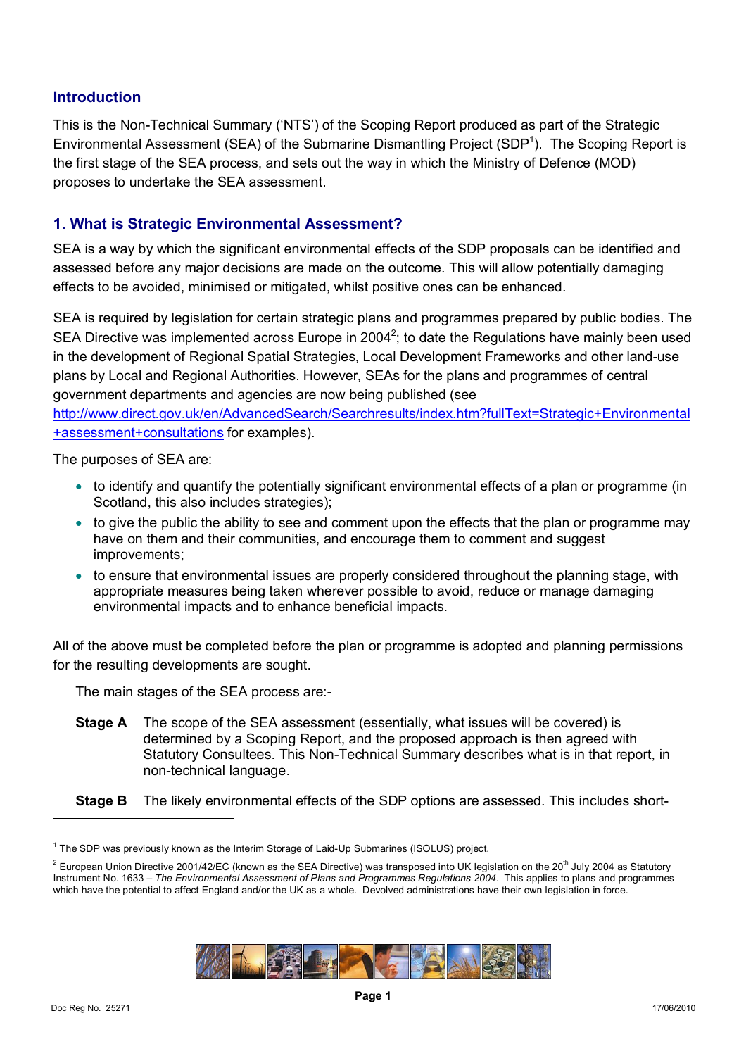## Introduction

This is the Non-Technical Summary ('NTS') of the Scoping Report produced as part of the Strategic Environmental Assessment (SEA) of the Submarine Dismantling Project (SDP[1]). The Scoping Report is the first stage of the SEA process, and sets out the way in which the Ministry of Defence (MOD) proposes to undertake the SEA assessment.

## 1. What is Strategic Environmental Assessment?

SEA is a way by which the significant environmental effects of the SDP proposals can be identified and assessed before any major decisions are made on the outcome. This will allow potentially damaging effects to be avoided, minimised or mitigated, whilst positive ones can be enhanced.

SEA is required by legislation for certain strategic plans and programmes prepared by public bodies. The SEA Directive was implemented across Europe in 2004[2]; to date the Regulations have mainly been used in the development of Regional Spatial Strategies, Local Development Frameworks and other land-use plans by Local and Regional Authorities. However, SEAs for the plans and programmes of central government departments and agencies are now being published (see http://www.direct.gov.uk/en/AdvancedSearch/Searchresults/index.htm?fullText=Strategic+Environmental+assessment+consultations for examples).

The purposes of SEA are:

- to identify and quantify the potentially significant environmental effects of a plan or programme (in Scotland, this also includes strategies);
- to give the public the ability to see and comment upon the effects that the plan or programme may have on them and their communities, and encourage them to comment and suggest improvements;
- to ensure that environmental issues are properly considered throughout the planning stage, with appropriate measures being taken wherever possible to avoid, reduce or manage damaging environmental impacts and to enhance beneficial impacts.

All of the above must be completed before the plan or programme is adopted and planning permissions for the resulting developments are sought.

The main stages of the SEA process are:-

**Stage A** The scope of the SEA assessment (essentially, what issues will be covered) is determined by a Scoping Report, and the proposed approach is then agreed with Statutory Consultees. This Non-Technical Summary describes what is in that report, in non-technical language.

**Stage B** The likely environmental effects of the SDP options are assessed. This includes short-

---

[1] The SDP was previously known as the Interim Storage of Laid-Up Submarines (ISOLUS) project.

[2] European Union Directive 2001/42/EC (known as the SEA Directive) was transposed into UK legislation on the 20th July 2004 as Statutory Instrument No. 1633 – *The Environmental Assessment of Plans and Programmes Regulations 2004*. This applies to plans and programmes which have the potential to affect England and/or the UK as a whole. Devolved administrations have their own legislation in force.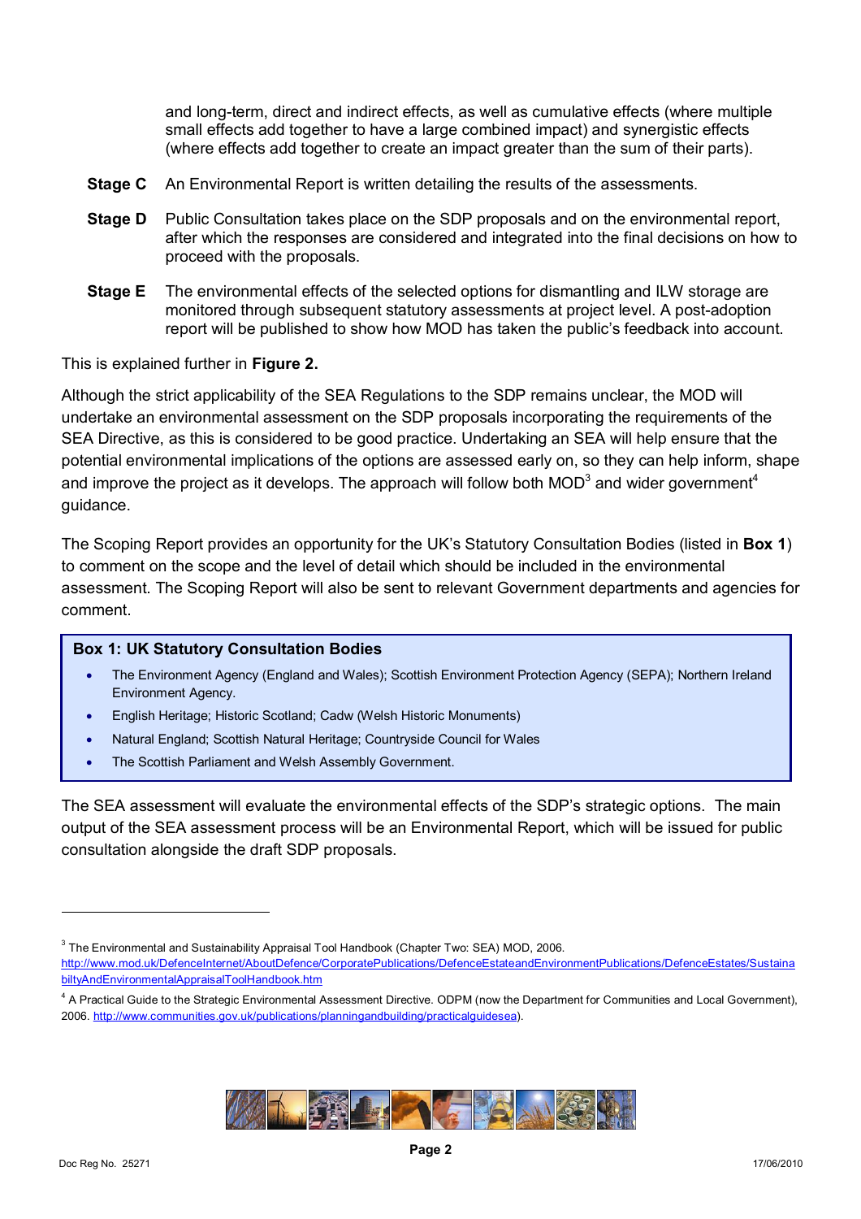and long-term, direct and indirect effects, as well as cumulative effects (where multiple small effects add together to have a large combined impact) and synergistic effects (where effects add together to create an impact greater than the sum of their parts).

**Stage C** An Environmental Report is written detailing the results of the assessments.

**Stage D** Public Consultation takes place on the SDP proposals and on the environmental report, after which the responses are considered and integrated into the final decisions on how to proceed with the proposals.

**Stage E** The environmental effects of the selected options for dismantling and ILW storage are monitored through subsequent statutory assessments at project level. A post-adoption report will be published to show how MOD has taken the public's feedback into account.

This is explained further in **Figure 2.**

Although the strict applicability of the SEA Regulations to the SDP remains unclear, the MOD will undertake an environmental assessment on the SDP proposals incorporating the requirements of the SEA Directive, as this is considered to be good practice. Undertaking an SEA will help ensure that the potential environmental implications of the options are assessed early on, so they can help inform, shape and improve the project as it develops. The approach will follow both MOD[3] and wider government[4] guidance.

The Scoping Report provides an opportunity for the UK's Statutory Consultation Bodies (listed in **Box 1**) to comment on the scope and the level of detail which should be included in the environmental assessment. The Scoping Report will also be sent to relevant Government departments and agencies for comment.

**Box 1: UK Statutory Consultation Bodies**

- The Environment Agency (England and Wales); Scottish Environment Protection Agency (SEPA); Northern Ireland Environment Agency.
- English Heritage; Historic Scotland; Cadw (Welsh Historic Monuments)
- Natural England; Scottish Natural Heritage; Countryside Council for Wales
- The Scottish Parliament and Welsh Assembly Government.

The SEA assessment will evaluate the environmental effects of the SDP's strategic options. The main output of the SEA assessment process will be an Environmental Report, which will be issued for public consultation alongside the draft SDP proposals.

---

[3] The Environmental and Sustainability Appraisal Tool Handbook (Chapter Two: SEA) MOD, 2006. http://www.mod.uk/DefenceInternet/AboutDefence/CorporatePublications/DefenceEstateandEnvironmentPublications/DefenceEstates/SustainabiltyAndEnvironmentalAppraisalToolHandbook.htm

[4] A Practical Guide to the Strategic Environmental Assessment Directive. ODPM (now the Department for Communities and Local Government), 2006. http://www.communities.gov.uk/publications/planningandbuilding/practicalguidesea).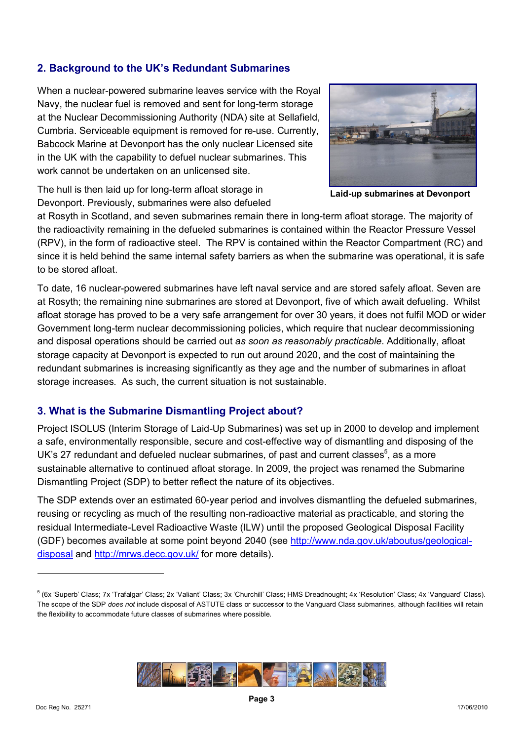## 2. Background to the UK's Redundant Submarines

When a nuclear-powered submarine leaves service with the Royal Navy, the nuclear fuel is removed and sent for long-term storage at the Nuclear Decommissioning Authority (NDA) site at Sellafield, Cumbria. Serviceable equipment is removed for re-use. Currently, Babcock Marine at Devonport has the only nuclear Licensed site in the UK with the capability to defuel nuclear submarines. This work cannot be undertaken on an unlicensed site.

**Laid-up submarines at Devonport**

The hull is then laid up for long-term afloat storage in Devonport. Previously, submarines were also defueled at Rosyth in Scotland, and seven submarines remain there in long-term afloat storage. The majority of the radioactivity remaining in the defueled submarines is contained within the Reactor Pressure Vessel (RPV), in the form of radioactive steel. The RPV is contained within the Reactor Compartment (RC) and since it is held behind the same internal safety barriers as when the submarine was operational, it is safe to be stored afloat.

To date, 16 nuclear-powered submarines have left naval service and are stored safely afloat. Seven are at Rosyth; the remaining nine submarines are stored at Devonport, five of which await defueling. Whilst afloat storage has proved to be a very safe arrangement for over 30 years, it does not fulfil MOD or wider Government long-term nuclear decommissioning policies, which require that nuclear decommissioning and disposal operations should be carried out *as soon as reasonably practicable*. Additionally, afloat storage capacity at Devonport is expected to run out around 2020, and the cost of maintaining the redundant submarines is increasing significantly as they age and the number of submarines in afloat storage increases. As such, the current situation is not sustainable.

## 3. What is the Submarine Dismantling Project about?

Project ISOLUS (Interim Storage of Laid-Up Submarines) was set up in 2000 to develop and implement a safe, environmentally responsible, secure and cost-effective way of dismantling and disposing of the UK's 27 redundant and defueled nuclear submarines, of past and current classes[5], as a more sustainable alternative to continued afloat storage. In 2009, the project was renamed the Submarine Dismantling Project (SDP) to better reflect the nature of its objectives.

The SDP extends over an estimated 60-year period and involves dismantling the defueled submarines, reusing or recycling as much of the resulting non-radioactive material as practicable, and storing the residual Intermediate-Level Radioactive Waste (ILW) until the proposed Geological Disposal Facility (GDF) becomes available at some point beyond 2040 (see http://www.nda.gov.uk/aboutus/geological-disposal and http://mrws.decc.gov.uk/ for more details).

---

[5] (6x 'Superb' Class; 7x 'Trafalgar' Class; 2x 'Valiant' Class; 3x 'Churchill' Class; HMS Dreadnought; 4x 'Resolution' Class; 4x 'Vanguard' Class). The scope of the SDP *does not* include disposal of ASTUTE class or successor to the Vanguard Class submarines, although facilities will retain the flexibility to accommodate future classes of submarines where possible.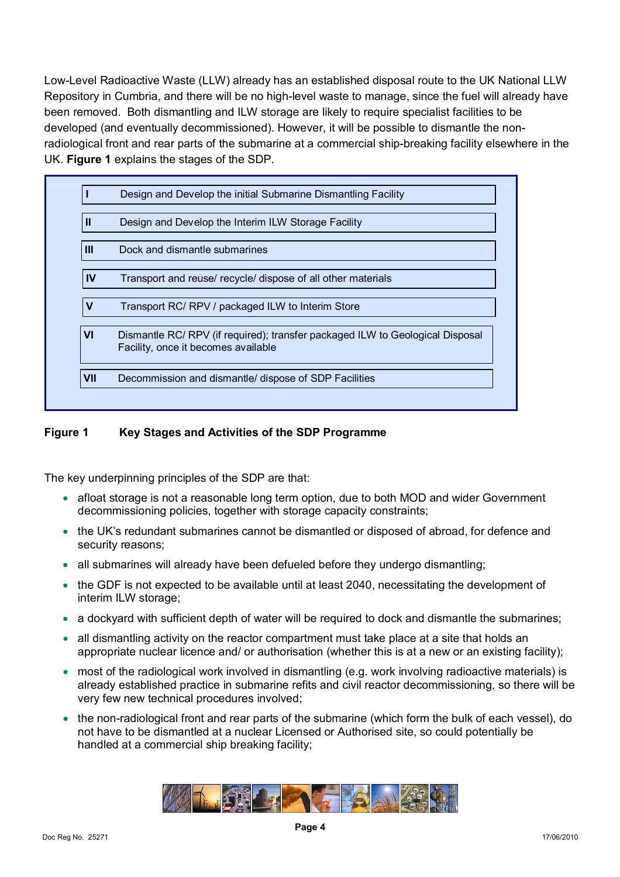Low-Level Radioactive Waste (LLW) already has an established disposal route to the UK National LLW Repository in Cumbria, and there will be no high-level waste to manage, since the fuel will already have been removed. Both dismantling and ILW storage are likely to require specialist facilities to be developed (and eventually decommissioned). However, it will be possible to dismantle the non-radiological front and rear parts of the submarine at a commercial ship-breaking facility elsewhere in the UK. **Figure 1** explains the stages of the SDP.

| | |
|---|---|
| **I** | Design and Develop the initial Submarine Dismantling Facility |
| **II** | Design and Develop the Interim ILW Storage Facility |
| **III** | Dock and dismantle submarines |
| **IV** | Transport and reuse/ recycle/ dispose of all other materials |
| **V** | Transport RC/ RPV / packaged ILW to Interim Store |
| **VI** | Dismantle RC/ RPV (if required); transfer packaged ILW to Geological Disposal Facility, once it becomes available |
| **VII** | Decommission and dismantle/ dispose of SDP Facilities |

**Figure 1 Key Stages and Activities of the SDP Programme**

The key underpinning principles of the SDP are that:

- afloat storage is not a reasonable long term option, due to both MOD and wider Government decommissioning policies, together with storage capacity constraints;
- the UK's redundant submarines cannot be dismantled or disposed of abroad, for defence and security reasons;
- all submarines will already have been defueled before they undergo dismantling;
- the GDF is not expected to be available until at least 2040, necessitating the development of interim ILW storage;
- a dockyard with sufficient depth of water will be required to dock and dismantle the submarines;
- all dismantling activity on the reactor compartment must take place at a site that holds an appropriate nuclear licence and/ or authorisation (whether this is at a new or an existing facility);
- most of the radiological work involved in dismantling (e.g. work involving radioactive materials) is already established practice in submarine refits and civil reactor decommissioning, so there will be very few new technical procedures involved;
- the non-radiological front and rear parts of the submarine (which form the bulk of each vessel), do not have to be dismantled at a nuclear Licensed or Authorised site, so could potentially be handled at a commercial ship breaking facility;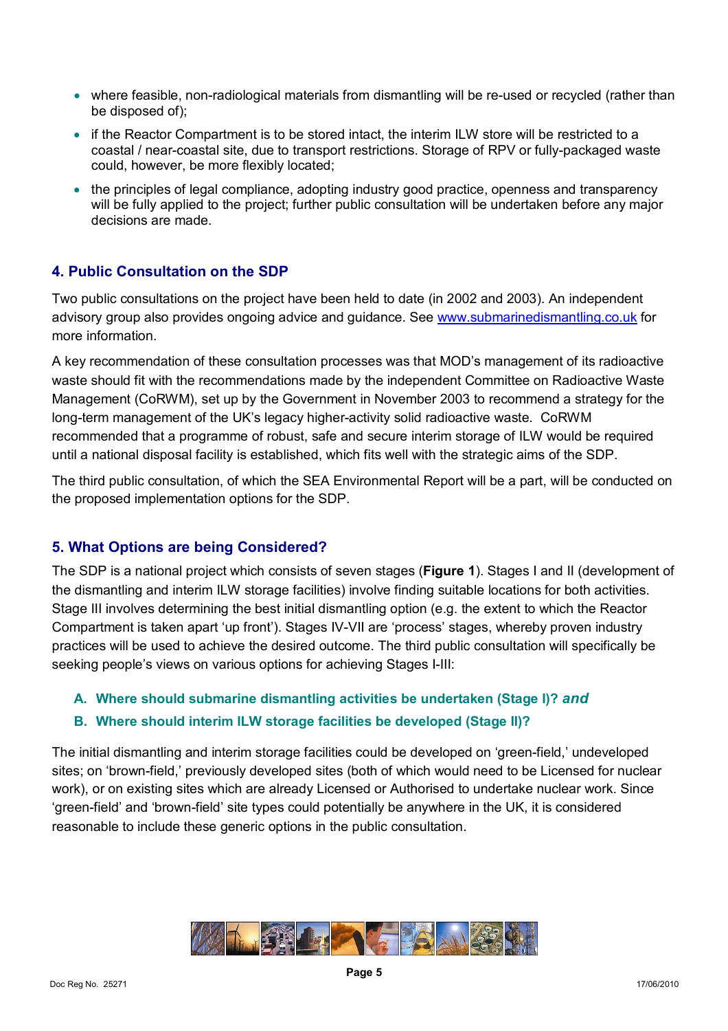- where feasible, non-radiological materials from dismantling will be re-used or recycled (rather than be disposed of);
- if the Reactor Compartment is to be stored intact, the interim ILW store will be restricted to a coastal / near-coastal site, due to transport restrictions. Storage of RPV or fully-packaged waste could, however, be more flexibly located;
- the principles of legal compliance, adopting industry good practice, openness and transparency will be fully applied to the project; further public consultation will be undertaken before any major decisions are made.

## 4. Public Consultation on the SDP

Two public consultations on the project have been held to date (in 2002 and 2003). An independent advisory group also provides ongoing advice and guidance. See www.submarinedismantling.co.uk for more information.

A key recommendation of these consultation processes was that MOD's management of its radioactive waste should fit with the recommendations made by the independent Committee on Radioactive Waste Management (CoRWM), set up by the Government in November 2003 to recommend a strategy for the long-term management of the UK's legacy higher-activity solid radioactive waste. CoRWM recommended that a programme of robust, safe and secure interim storage of ILW would be required until a national disposal facility is established, which fits well with the strategic aims of the SDP.

The third public consultation, of which the SEA Environmental Report will be a part, will be conducted on the proposed implementation options for the SDP.

## 5. What Options are being Considered?

The SDP is a national project which consists of seven stages (**Figure 1**). Stages I and II (development of the dismantling and interim ILW storage facilities) involve finding suitable locations for both activities. Stage III involves determining the best initial dismantling option (e.g. the extent to which the Reactor Compartment is taken apart 'up front'). Stages IV-VII are 'process' stages, whereby proven industry practices will be used to achieve the desired outcome. The third public consultation will specifically be seeking people's views on various options for achieving Stages I-III:

**A. Where should submarine dismantling activities be undertaken (Stage I)?** ***and***

**B. Where should interim ILW storage facilities be developed (Stage II)?**

The initial dismantling and interim storage facilities could be developed on 'green-field,' undeveloped sites; on 'brown-field,' previously developed sites (both of which would need to be Licensed for nuclear work), or on existing sites which are already Licensed or Authorised to undertake nuclear work. Since 'green-field' and 'brown-field' site types could potentially be anywhere in the UK, it is considered reasonable to include these generic options in the public consultation.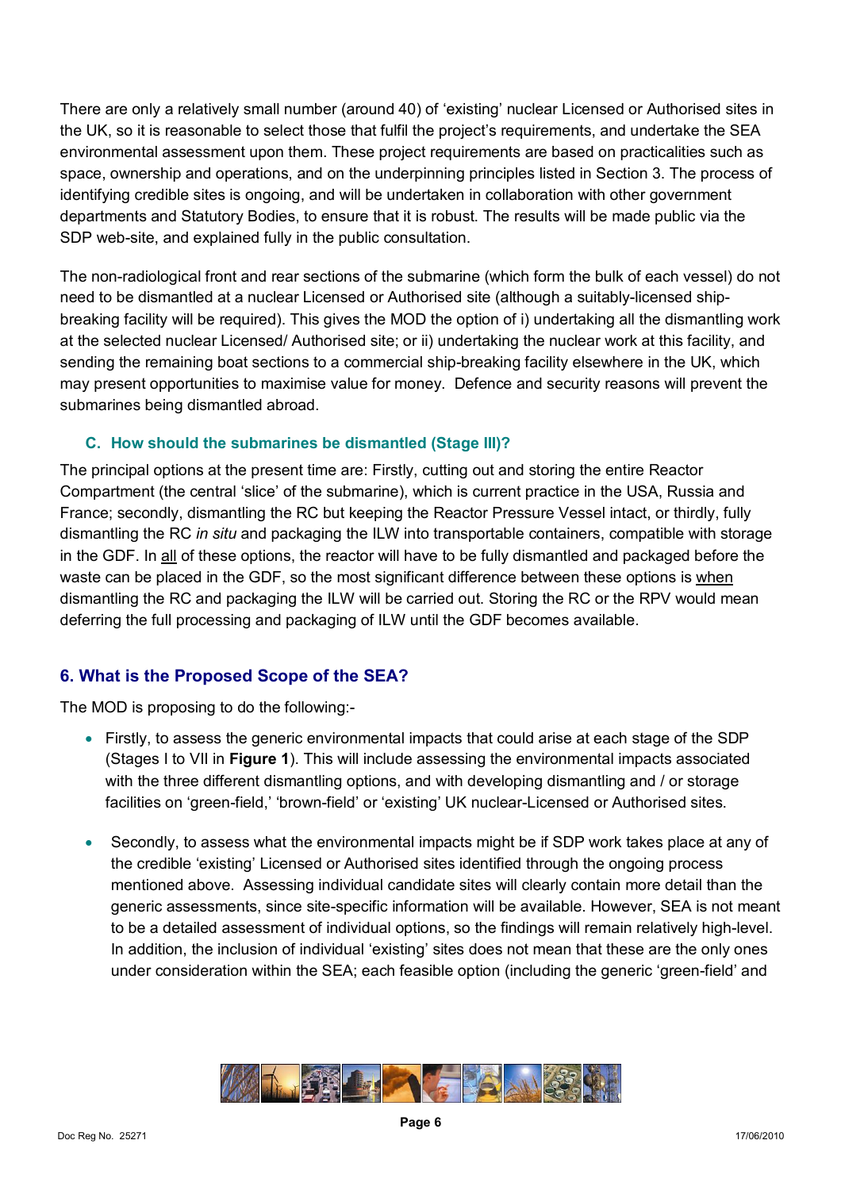There are only a relatively small number (around 40) of 'existing' nuclear Licensed or Authorised sites in the UK, so it is reasonable to select those that fulfil the project's requirements, and undertake the SEA environmental assessment upon them. These project requirements are based on practicalities such as space, ownership and operations, and on the underpinning principles listed in Section 3. The process of identifying credible sites is ongoing, and will be undertaken in collaboration with other government departments and Statutory Bodies, to ensure that it is robust. The results will be made public via the SDP web-site, and explained fully in the public consultation.

The non-radiological front and rear sections of the submarine (which form the bulk of each vessel) do not need to be dismantled at a nuclear Licensed or Authorised site (although a suitably-licensed ship-breaking facility will be required). This gives the MOD the option of i) undertaking all the dismantling work at the selected nuclear Licensed/ Authorised site; or ii) undertaking the nuclear work at this facility, and sending the remaining boat sections to a commercial ship-breaking facility elsewhere in the UK, which may present opportunities to maximise value for money. Defence and security reasons will prevent the submarines being dismantled abroad.

### C. How should the submarines be dismantled (Stage III)?

The principal options at the present time are: Firstly, cutting out and storing the entire Reactor Compartment (the central 'slice' of the submarine), which is current practice in the USA, Russia and France; secondly, dismantling the RC but keeping the Reactor Pressure Vessel intact, or thirdly, fully dismantling the RC *in situ* and packaging the ILW into transportable containers, compatible with storage in the GDF. In all of these options, the reactor will have to be fully dismantled and packaged before the waste can be placed in the GDF, so the most significant difference between these options is when dismantling the RC and packaging the ILW will be carried out. Storing the RC or the RPV would mean deferring the full processing and packaging of ILW until the GDF becomes available.

## 6. What is the Proposed Scope of the SEA?

The MOD is proposing to do the following:-

- Firstly, to assess the generic environmental impacts that could arise at each stage of the SDP (Stages I to VII in **Figure 1**). This will include assessing the environmental impacts associated with the three different dismantling options, and with developing dismantling and / or storage facilities on 'green-field,' 'brown-field' or 'existing' UK nuclear-Licensed or Authorised sites.
- Secondly, to assess what the environmental impacts might be if SDP work takes place at any of the credible 'existing' Licensed or Authorised sites identified through the ongoing process mentioned above. Assessing individual candidate sites will clearly contain more detail than the generic assessments, since site-specific information will be available. However, SEA is not meant to be a detailed assessment of individual options, so the findings will remain relatively high-level. In addition, the inclusion of individual 'existing' sites does not mean that these are the only ones under consideration within the SEA; each feasible option (including the generic 'green-field' and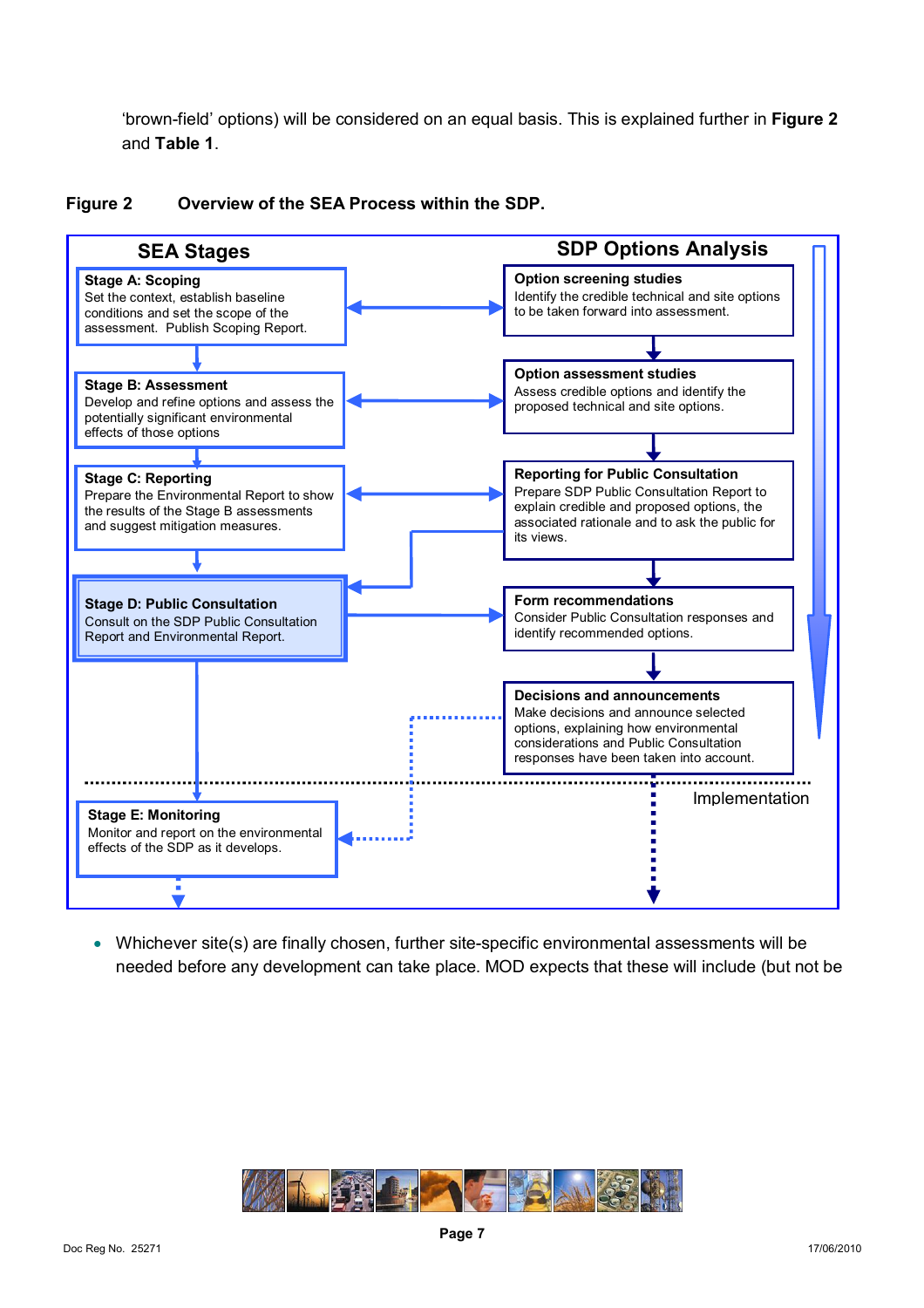'brown-field' options) will be considered on an equal basis. This is explained further in **Figure 2** and **Table 1**.

**Figure 2 Overview of the SEA Process within the SDP.**

**SEA Stages**

**Stage A: Scoping**
Set the context, establish baseline conditions and set the scope of the assessment. Publish Scoping Report.

**Stage B: Assessment**
Develop and refine options and assess the potentially significant environmental effects of those options

**Stage C: Reporting**
Prepare the Environmental Report to show the results of the Stage B assessments and suggest mitigation measures.

**Stage D: Public Consultation**
Consult on the SDP Public Consultation Report and Environmental Report.

**Stage E: Monitoring**
Monitor and report on the environmental effects of the SDP as it develops.

**SDP Options Analysis**

**Option screening studies**
Identify the credible technical and site options to be taken forward into assessment.

**Option assessment studies**
Assess credible options and identify the proposed technical and site options.

**Reporting for Public Consultation**
Prepare SDP Public Consultation Report to explain credible and proposed options, the associated rationale and to ask the public for its views.

**Form recommendations**
Consider Public Consultation responses and identify recommended options.

**Decisions and announcements**
Make decisions and announce selected options, explaining how environmental considerations and Public Consultation responses have been taken into account.

Implementation

- Whichever site(s) are finally chosen, further site-specific environmental assessments will be needed before any development can take place. MOD expects that these will include (but not be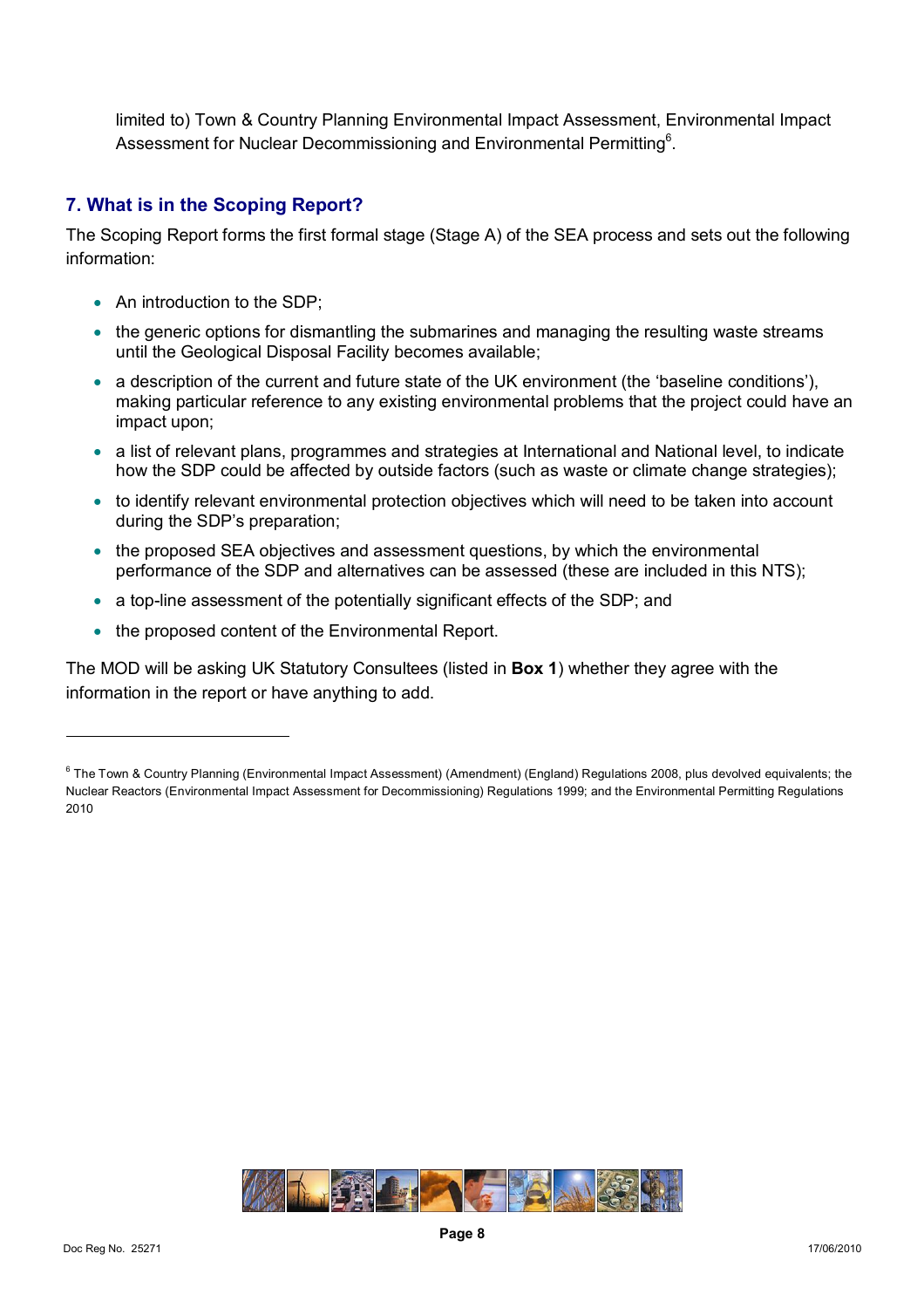limited to) Town & Country Planning Environmental Impact Assessment, Environmental Impact Assessment for Nuclear Decommissioning and Environmental Permitting[6].

## 7. What is in the Scoping Report?

The Scoping Report forms the first formal stage (Stage A) of the SEA process and sets out the following information:

- An introduction to the SDP;
- the generic options for dismantling the submarines and managing the resulting waste streams until the Geological Disposal Facility becomes available;
- a description of the current and future state of the UK environment (the 'baseline conditions'), making particular reference to any existing environmental problems that the project could have an impact upon;
- a list of relevant plans, programmes and strategies at International and National level, to indicate how the SDP could be affected by outside factors (such as waste or climate change strategies);
- to identify relevant environmental protection objectives which will need to be taken into account during the SDP's preparation;
- the proposed SEA objectives and assessment questions, by which the environmental performance of the SDP and alternatives can be assessed (these are included in this NTS);
- a top-line assessment of the potentially significant effects of the SDP; and
- the proposed content of the Environmental Report.

The MOD will be asking UK Statutory Consultees (listed in **Box 1**) whether they agree with the information in the report or have anything to add.

---

[6] The Town & Country Planning (Environmental Impact Assessment) (Amendment) (England) Regulations 2008, plus devolved equivalents; the Nuclear Reactors (Environmental Impact Assessment for Decommissioning) Regulations 1999; and the Environmental Permitting Regulations 2010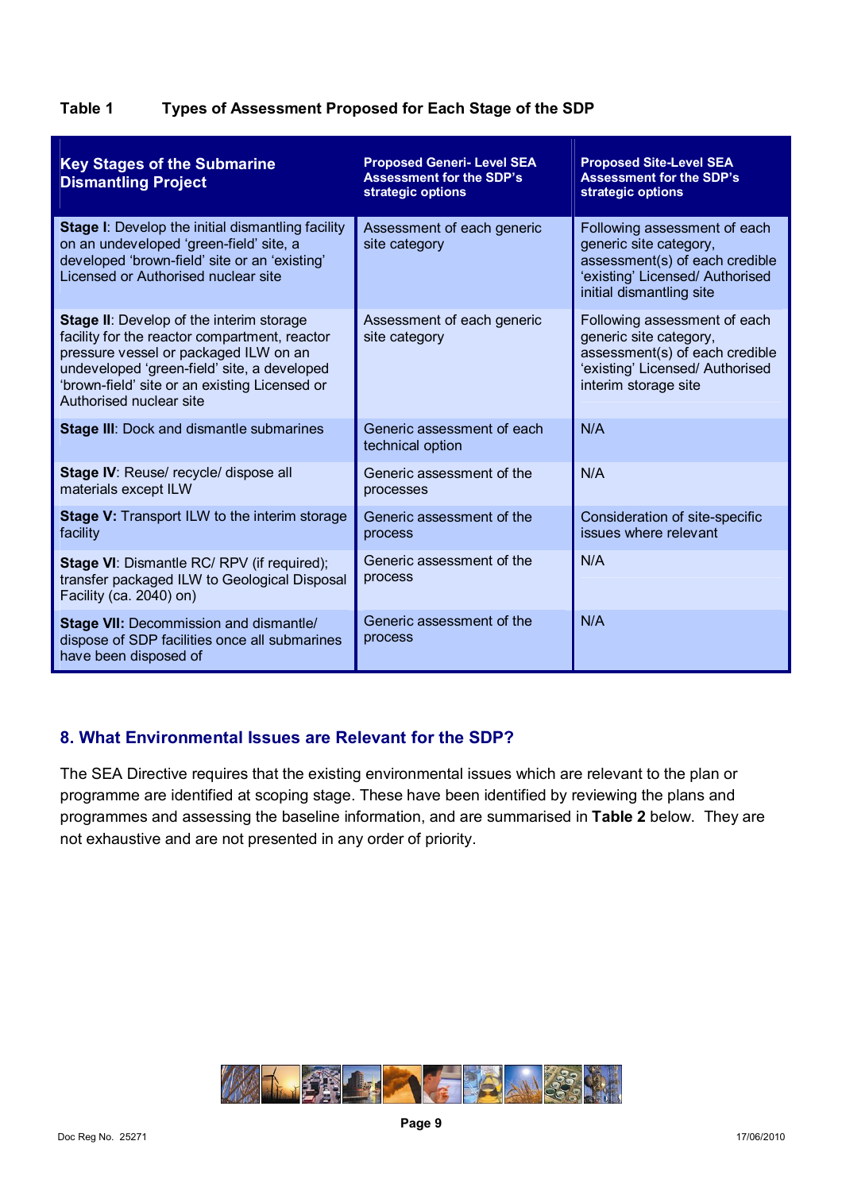**Table 1 Types of Assessment Proposed for Each Stage of the SDP**

| Key Stages of the Submarine Dismantling Project | Proposed Generi- Level SEA Assessment for the SDP's strategic options | Proposed Site-Level SEA Assessment for the SDP's strategic options |
|---|---|---|
| **Stage I**: Develop the initial dismantling facility on an undeveloped 'green-field' site, a developed 'brown-field' site or an 'existing' Licensed or Authorised nuclear site | Assessment of each generic site category | Following assessment of each generic site category, assessment(s) of each credible 'existing' Licensed/ Authorised initial dismantling site |
| **Stage II**: Develop of the interim storage facility for the reactor compartment, reactor pressure vessel or packaged ILW on an undeveloped 'green-field' site, a developed 'brown-field' site or an existing Licensed or Authorised nuclear site | Assessment of each generic site category | Following assessment of each generic site category, assessment(s) of each credible 'existing' Licensed/ Authorised interim storage site |
| **Stage III**: Dock and dismantle submarines | Generic assessment of each technical option | N/A |
| **Stage IV**: Reuse/ recycle/ dispose all materials except ILW | Generic assessment of the processes | N/A |
| **Stage V:** Transport ILW to the interim storage facility | Generic assessment of the process | Consideration of site-specific issues where relevant |
| **Stage VI**: Dismantle RC/ RPV (if required); transfer packaged ILW to Geological Disposal Facility (ca. 2040) on) | Generic assessment of the process | N/A |
| **Stage VII:** Decommission and dismantle/ dispose of SDP facilities once all submarines have been disposed of | Generic assessment of the process | N/A |

## 8. What Environmental Issues are Relevant for the SDP?

The SEA Directive requires that the existing environmental issues which are relevant to the plan or programme are identified at scoping stage. These have been identified by reviewing the plans and programmes and assessing the baseline information, and are summarised in **Table 2** below. They are not exhaustive and are not presented in any order of priority.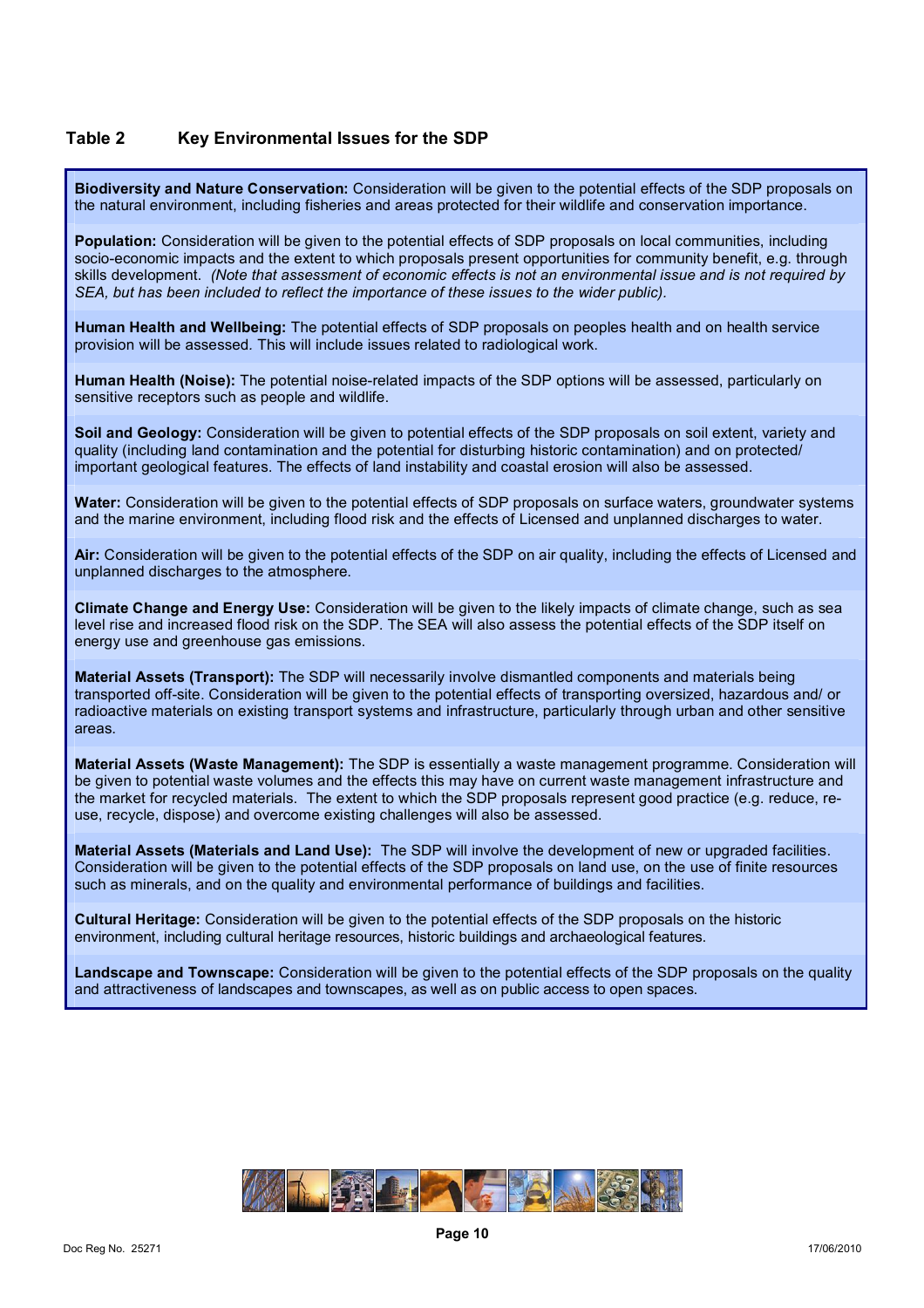**Table 2 Key Environmental Issues for the SDP**

**Biodiversity and Nature Conservation:** Consideration will be given to the potential effects of the SDP proposals on the natural environment, including fisheries and areas protected for their wildlife and conservation importance.

**Population:** Consideration will be given to the potential effects of SDP proposals on local communities, including socio-economic impacts and the extent to which proposals present opportunities for community benefit, e.g. through skills development. *(Note that assessment of economic effects is not an environmental issue and is not required by SEA, but has been included to reflect the importance of these issues to the wider public).*

**Human Health and Wellbeing:** The potential effects of SDP proposals on peoples health and on health service provision will be assessed. This will include issues related to radiological work.

**Human Health (Noise):** The potential noise-related impacts of the SDP options will be assessed, particularly on sensitive receptors such as people and wildlife.

**Soil and Geology:** Consideration will be given to potential effects of the SDP proposals on soil extent, variety and quality (including land contamination and the potential for disturbing historic contamination) and on protected/ important geological features. The effects of land instability and coastal erosion will also be assessed.

**Water:** Consideration will be given to the potential effects of SDP proposals on surface waters, groundwater systems and the marine environment, including flood risk and the effects of Licensed and unplanned discharges to water.

**Air:** Consideration will be given to the potential effects of the SDP on air quality, including the effects of Licensed and unplanned discharges to the atmosphere.

**Climate Change and Energy Use:** Consideration will be given to the likely impacts of climate change, such as sea level rise and increased flood risk on the SDP. The SEA will also assess the potential effects of the SDP itself on energy use and greenhouse gas emissions.

**Material Assets (Transport):** The SDP will necessarily involve dismantled components and materials being transported off-site. Consideration will be given to the potential effects of transporting oversized, hazardous and/ or radioactive materials on existing transport systems and infrastructure, particularly through urban and other sensitive areas.

**Material Assets (Waste Management):** The SDP is essentially a waste management programme. Consideration will be given to potential waste volumes and the effects this may have on current waste management infrastructure and the market for recycled materials. The extent to which the SDP proposals represent good practice (e.g. reduce, re-use, recycle, dispose) and overcome existing challenges will also be assessed.

**Material Assets (Materials and Land Use):** The SDP will involve the development of new or upgraded facilities. Consideration will be given to the potential effects of the SDP proposals on land use, on the use of finite resources such as minerals, and on the quality and environmental performance of buildings and facilities.

**Cultural Heritage:** Consideration will be given to the potential effects of the SDP proposals on the historic environment, including cultural heritage resources, historic buildings and archaeological features.

**Landscape and Townscape:** Consideration will be given to the potential effects of the SDP proposals on the quality and attractiveness of landscapes and townscapes, as well as on public access to open spaces.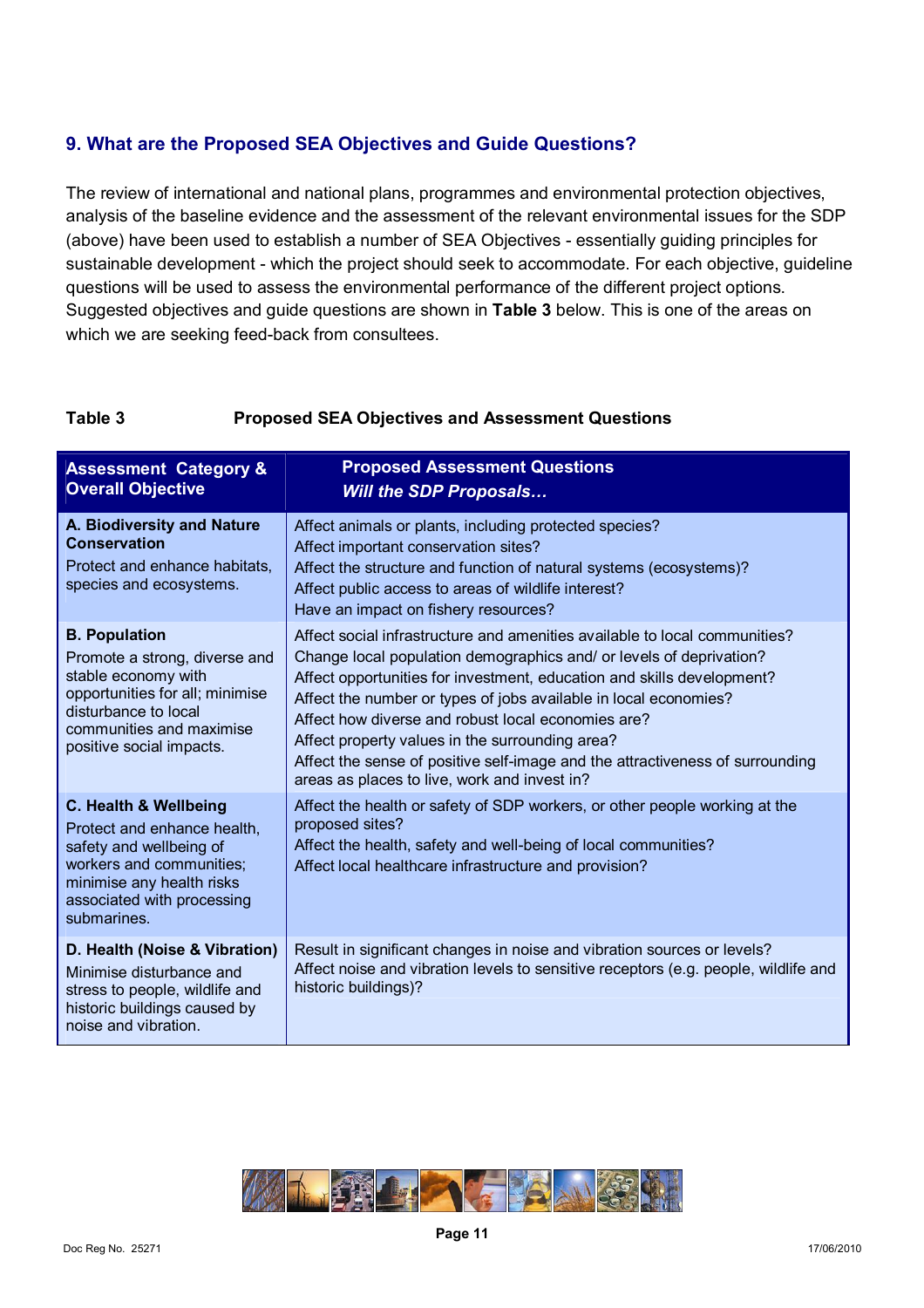## 9. What are the Proposed SEA Objectives and Guide Questions?

The review of international and national plans, programmes and environmental protection objectives, analysis of the baseline evidence and the assessment of the relevant environmental issues for the SDP (above) have been used to establish a number of SEA Objectives - essentially guiding principles for sustainable development - which the project should seek to accommodate. For each objective, guideline questions will be used to assess the environmental performance of the different project options. Suggested objectives and guide questions are shown in **Table 3** below. This is one of the areas on which we are seeking feed-back from consultees.

**Table 3 Proposed SEA Objectives and Assessment Questions**

| Assessment Category & Overall Objective | Proposed Assessment Questions *Will the SDP Proposals…* |
|---|---|
| **A. Biodiversity and Nature Conservation** Protect and enhance habitats, species and ecosystems. | Affect animals or plants, including protected species? Affect important conservation sites? Affect the structure and function of natural systems (ecosystems)? Affect public access to areas of wildlife interest? Have an impact on fishery resources? |
| **B. Population** Promote a strong, diverse and stable economy with opportunities for all; minimise disturbance to local communities and maximise positive social impacts. | Affect social infrastructure and amenities available to local communities? Change local population demographics and/ or levels of deprivation? Affect opportunities for investment, education and skills development? Affect the number or types of jobs available in local economies? Affect how diverse and robust local economies are? Affect property values in the surrounding area? Affect the sense of positive self-image and the attractiveness of surrounding areas as places to live, work and invest in? |
| **C. Health & Wellbeing** Protect and enhance health, safety and wellbeing of workers and communities; minimise any health risks associated with processing submarines. | Affect the health or safety of SDP workers, or other people working at the proposed sites? Affect the health, safety and well-being of local communities? Affect local healthcare infrastructure and provision? |
| **D. Health (Noise & Vibration)** Minimise disturbance and stress to people, wildlife and historic buildings caused by noise and vibration. | Result in significant changes in noise and vibration sources or levels? Affect noise and vibration levels to sensitive receptors (e.g. people, wildlife and historic buildings)? |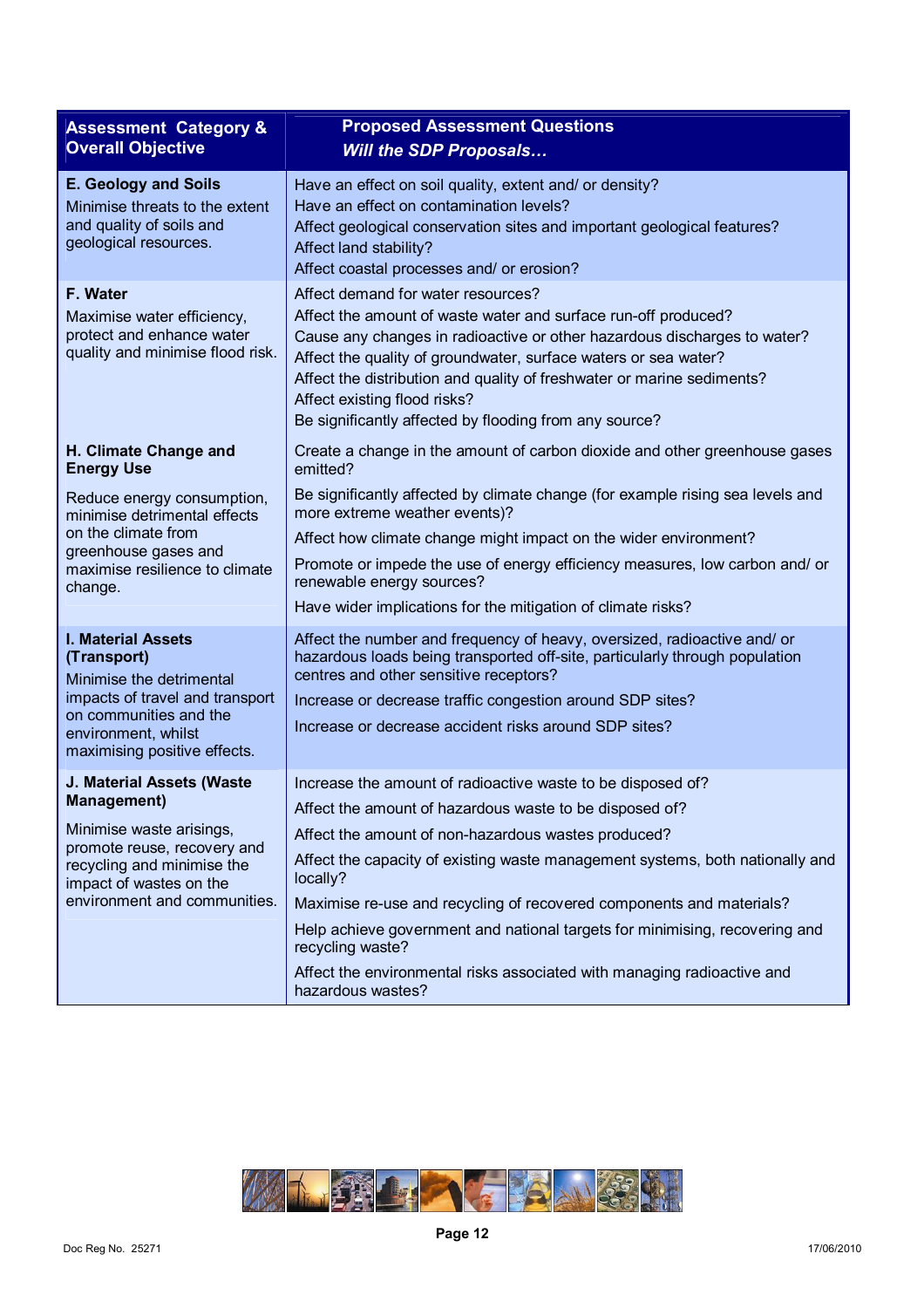| Assessment Category & Overall Objective | Proposed Assessment Questions *Will the SDP Proposals…* |
|---|---|
| **E. Geology and Soils** Minimise threats to the extent and quality of soils and geological resources. | Have an effect on soil quality, extent and/ or density?<br>Have an effect on contamination levels?<br>Affect geological conservation sites and important geological features?<br>Affect land stability?<br>Affect coastal processes and/ or erosion? |
| **F. Water** Maximise water efficiency, protect and enhance water quality and minimise flood risk. | Affect demand for water resources?<br>Affect the amount of waste water and surface run-off produced?<br>Cause any changes in radioactive or other hazardous discharges to water?<br>Affect the quality of groundwater, surface waters or sea water?<br>Affect the distribution and quality of freshwater or marine sediments?<br>Affect existing flood risks?<br>Be significantly affected by flooding from any source? |
| **H. Climate Change and Energy Use** Reduce energy consumption, minimise detrimental effects on the climate from greenhouse gases and maximise resilience to climate change. | Create a change in the amount of carbon dioxide and other greenhouse gases emitted?<br>Be significantly affected by climate change (for example rising sea levels and more extreme weather events)?<br>Affect how climate change might impact on the wider environment?<br>Promote or impede the use of energy efficiency measures, low carbon and/ or renewable energy sources?<br>Have wider implications for the mitigation of climate risks? |
| **I. Material Assets (Transport)** Minimise the detrimental impacts of travel and transport on communities and the environment, whilst maximising positive effects. | Affect the number and frequency of heavy, oversized, radioactive and/ or hazardous loads being transported off-site, particularly through population centres and other sensitive receptors?<br>Increase or decrease traffic congestion around SDP sites?<br>Increase or decrease accident risks around SDP sites? |
| **J. Material Assets (Waste Management)** Minimise waste arisings, promote reuse, recovery and recycling and minimise the impact of wastes on the environment and communities. | Increase the amount of radioactive waste to be disposed of?<br>Affect the amount of hazardous waste to be disposed of?<br>Affect the amount of non-hazardous wastes produced?<br>Affect the capacity of existing waste management systems, both nationally and locally?<br>Maximise re-use and recycling of recovered components and materials?<br>Help achieve government and national targets for minimising, recovering and recycling waste?<br>Affect the environmental risks associated with managing radioactive and hazardous wastes? |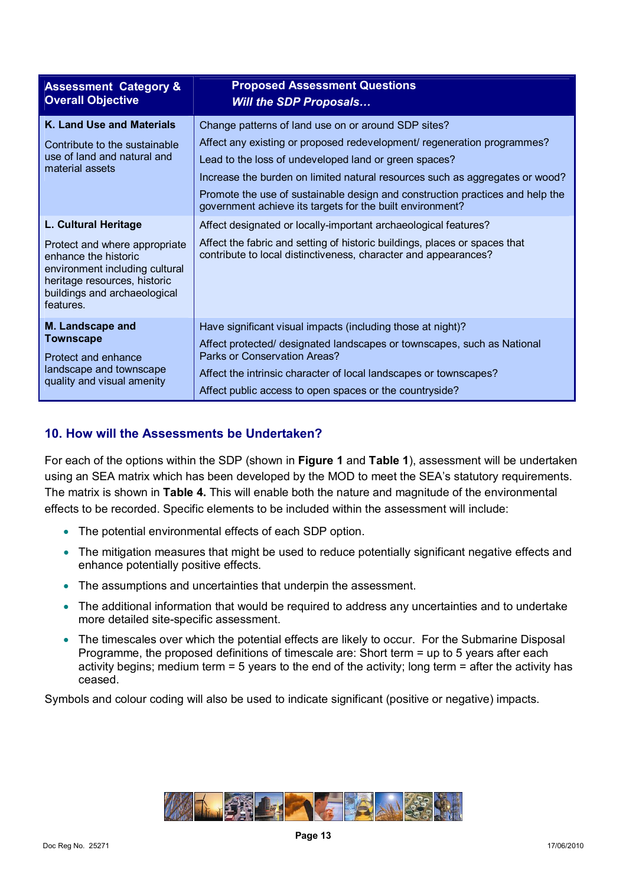| Assessment Category & Overall Objective | Proposed Assessment Questions *Will the SDP Proposals…* |
|---|---|
| **K. Land Use and Materials**<br><br>Contribute to the sustainable use of land and natural and material assets | Change patterns of land use on or around SDP sites?<br><br>Affect any existing or proposed redevelopment/ regeneration programmes?<br><br>Lead to the loss of undeveloped land or green spaces?<br><br>Increase the burden on limited natural resources such as aggregates or wood?<br><br>Promote the use of sustainable design and construction practices and help the government achieve its targets for the built environment? |
| **L. Cultural Heritage**<br><br>Protect and where appropriate enhance the historic environment including cultural heritage resources, historic buildings and archaeological features. | Affect designated or locally-important archaeological features?<br><br>Affect the fabric and setting of historic buildings, places or spaces that contribute to local distinctiveness, character and appearances? |
| **M. Landscape and Townscape**<br><br>Protect and enhance landscape and townscape quality and visual amenity | Have significant visual impacts (including those at night)?<br><br>Affect protected/ designated landscapes or townscapes, such as National Parks or Conservation Areas?<br><br>Affect the intrinsic character of local landscapes or townscapes?<br><br>Affect public access to open spaces or the countryside? |

## 10. How will the Assessments be Undertaken?

For each of the options within the SDP (shown in **Figure 1** and **Table 1**), assessment will be undertaken using an SEA matrix which has been developed by the MOD to meet the SEA's statutory requirements. The matrix is shown in **Table 4.** This will enable both the nature and magnitude of the environmental effects to be recorded. Specific elements to be included within the assessment will include:

- The potential environmental effects of each SDP option.
- The mitigation measures that might be used to reduce potentially significant negative effects and enhance potentially positive effects.
- The assumptions and uncertainties that underpin the assessment.
- The additional information that would be required to address any uncertainties and to undertake more detailed site-specific assessment.
- The timescales over which the potential effects are likely to occur. For the Submarine Disposal Programme, the proposed definitions of timescale are: Short term = up to 5 years after each activity begins; medium term = 5 years to the end of the activity; long term = after the activity has ceased.

Symbols and colour coding will also be used to indicate significant (positive or negative) impacts.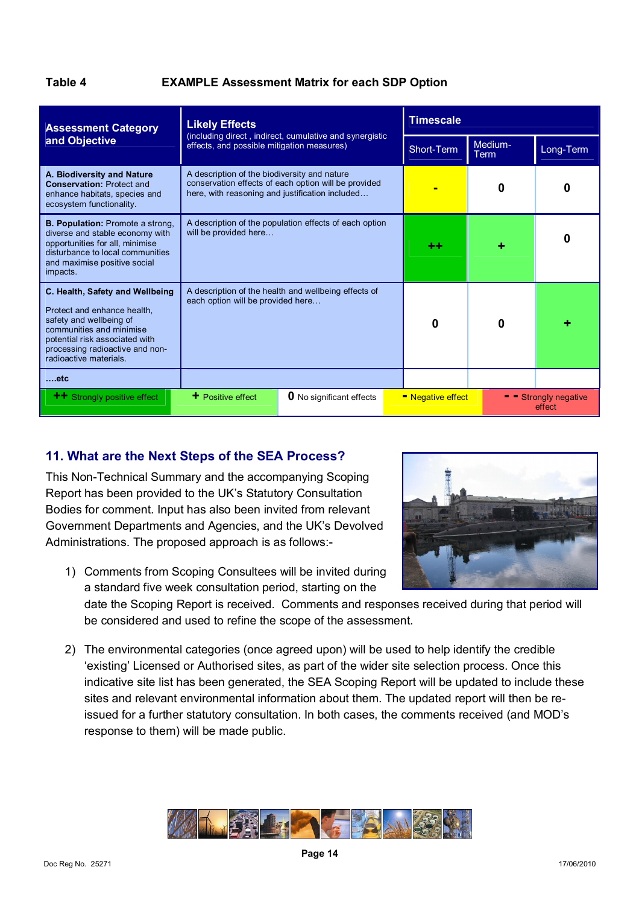**Table 4 EXAMPLE Assessment Matrix for each SDP Option**

| Assessment Category and Objective | Likely Effects (including direct, indirect, cumulative and synergistic effects, and possible mitigation measures) | Timescale | | |
|---|---|---|---|---|
| | | Short-Term | Medium-Term | Long-Term |
| **A. Biodiversity and Nature Conservation:** Protect and enhance habitats, species and ecosystem functionality. | A description of the biodiversity and nature conservation effects of each option will be provided here, with reasoning and justification included… | **-** | **0** | **0** |
| **B. Population:** Promote a strong, diverse and stable economy with opportunities for all, minimise disturbance to local communities and maximise positive social impacts. | A description of the population effects of each option will be provided here… | **++** | **+** | **0** |
| **C. Health, Safety and Wellbeing** <br><br> Protect and enhance health, safety and wellbeing of communities and minimise potential risk associated with processing radioactive and non-radioactive materials. | A description of the health and wellbeing effects of each option will be provided here… | **0** | **0** | **+** |
| **….etc** | | | | |

**++** Strongly positive effect | **+** Positive effect | **0** No significant effects | **-** Negative effect | **- -** Strongly negative effect

## 11. What are the Next Steps of the SEA Process?

This Non-Technical Summary and the accompanying Scoping Report has been provided to the UK's Statutory Consultation Bodies for comment. Input has also been invited from relevant Government Departments and Agencies, and the UK's Devolved Administrations. The proposed approach is as follows:-

1) Comments from Scoping Consultees will be invited during a standard five week consultation period, starting on the date the Scoping Report is received. Comments and responses received during that period will be considered and used to refine the scope of the assessment.

2) The environmental categories (once agreed upon) will be used to help identify the credible 'existing' Licensed or Authorised sites, as part of the wider site selection process. Once this indicative site list has been generated, the SEA Scoping Report will be updated to include these sites and relevant environmental information about them. The updated report will then be re-issued for a further statutory consultation. In both cases, the comments received (and MOD's response to them) will be made public.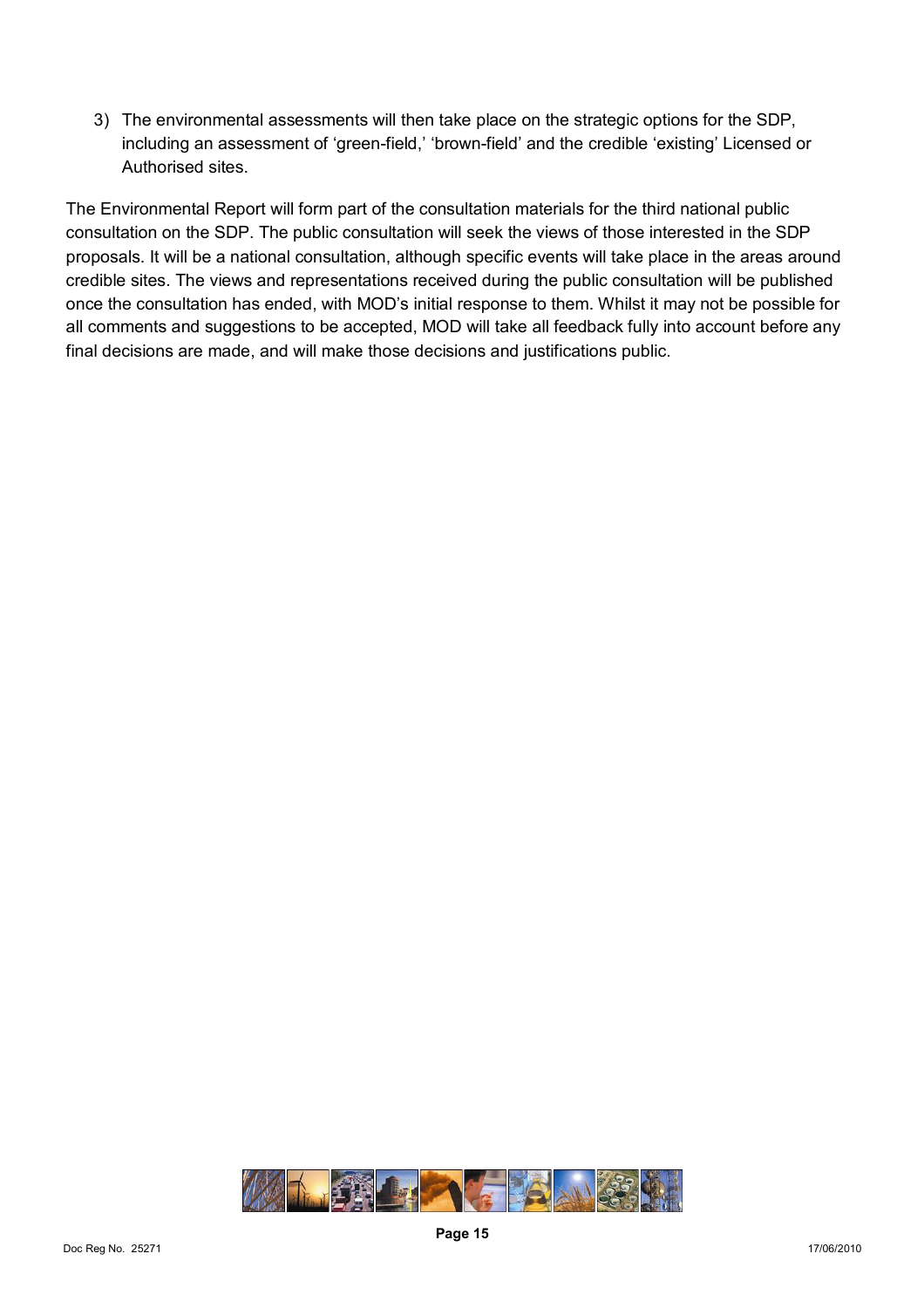3) The environmental assessments will then take place on the strategic options for the SDP, including an assessment of 'green-field,' 'brown-field' and the credible 'existing' Licensed or Authorised sites.

The Environmental Report will form part of the consultation materials for the third national public consultation on the SDP. The public consultation will seek the views of those interested in the SDP proposals. It will be a national consultation, although specific events will take place in the areas around credible sites. The views and representations received during the public consultation will be published once the consultation has ended, with MOD's initial response to them. Whilst it may not be possible for all comments and suggestions to be accepted, MOD will take all feedback fully into account before any final decisions are made, and will make those decisions and justifications public.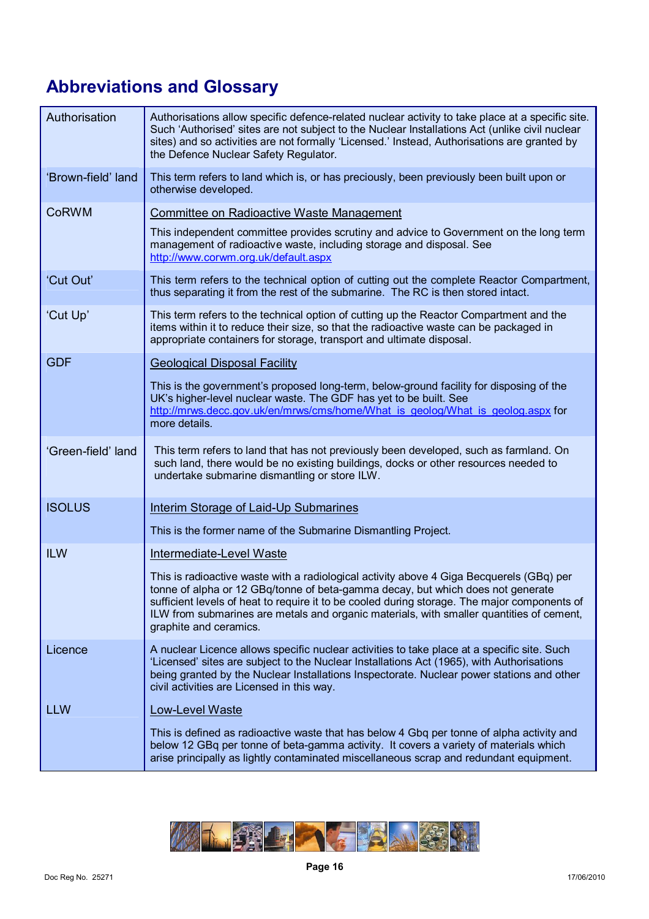## Abbreviations and Glossary

| | |
|---|---|
| Authorisation | Authorisations allow specific defence-related nuclear activity to take place at a specific site. Such 'Authorised' sites are not subject to the Nuclear Installations Act (unlike civil nuclear sites) and so activities are not formally 'Licensed.' Instead, Authorisations are granted by the Defence Nuclear Safety Regulator. |
| 'Brown-field' land | This term refers to land which is, or has preciously, been previously been built upon or otherwise developed. |
| CoRWM | Committee on Radioactive Waste Management<br><br>This independent committee provides scrutiny and advice to Government on the long term management of radioactive waste, including storage and disposal. See http://www.corwm.org.uk/default.aspx |
| 'Cut Out' | This term refers to the technical option of cutting out the complete Reactor Compartment, thus separating it from the rest of the submarine. The RC is then stored intact. |
| 'Cut Up' | This term refers to the technical option of cutting up the Reactor Compartment and the items within it to reduce their size, so that the radioactive waste can be packaged in appropriate containers for storage, transport and ultimate disposal. |
| GDF | Geological Disposal Facility<br><br>This is the government's proposed long-term, below-ground facility for disposing of the UK's higher-level nuclear waste. The GDF has yet to be built. See http://mrws.decc.gov.uk/en/mrws/cms/home/What_is_geolog/What_is_geolog.aspx for more details. |
| 'Green-field' land | This term refers to land that has not previously been developed, such as farmland. On such land, there would be no existing buildings, docks or other resources needed to undertake submarine dismantling or store ILW. |
| ISOLUS | Interim Storage of Laid-Up Submarines<br><br>This is the former name of the Submarine Dismantling Project. |
| ILW | Intermediate-Level Waste<br><br>This is radioactive waste with a radiological activity above 4 Giga Becquerels (GBq) per tonne of alpha or 12 GBq/tonne of beta-gamma decay, but which does not generate sufficient levels of heat to require it to be cooled during storage. The major components of ILW from submarines are metals and organic materials, with smaller quantities of cement, graphite and ceramics. |
| Licence | A nuclear Licence allows specific nuclear activities to take place at a specific site. Such 'Licensed' sites are subject to the Nuclear Installations Act (1965), with Authorisations being granted by the Nuclear Installations Inspectorate. Nuclear power stations and other civil activities are Licensed in this way. |
| LLW | Low-Level Waste<br><br>This is defined as radioactive waste that has below 4 Gbq per tonne of alpha activity and below 12 GBq per tonne of beta-gamma activity. It covers a variety of materials which arise principally as lightly contaminated miscellaneous scrap and redundant equipment. |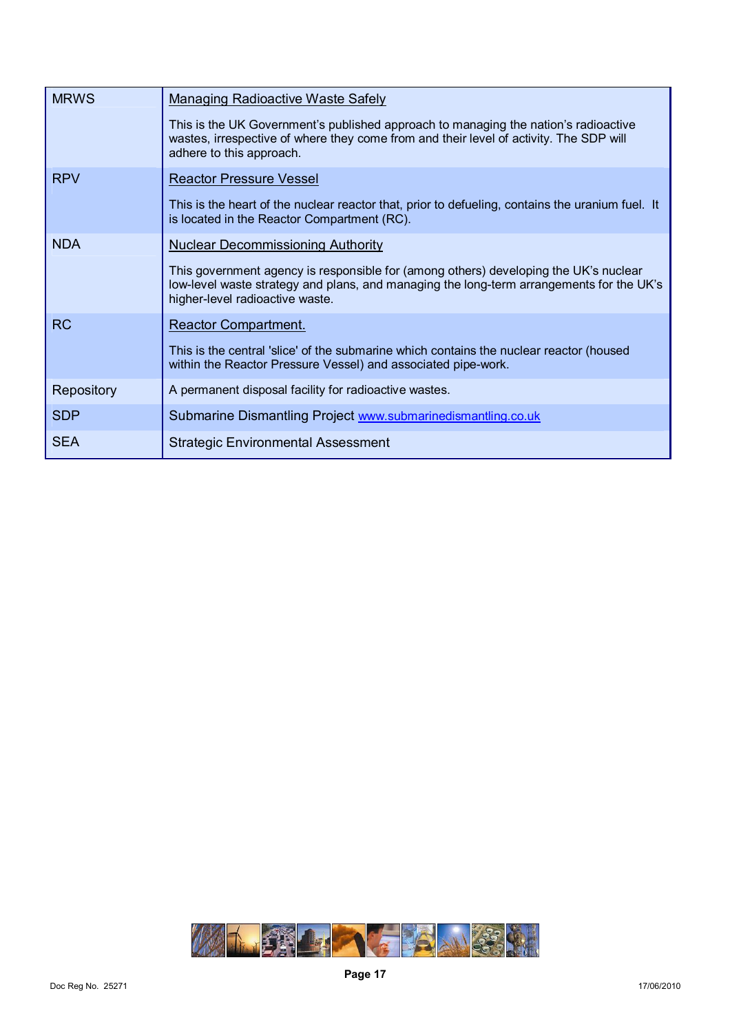| | |
|---|---|
| MRWS | Managing Radioactive Waste Safely<br><br>This is the UK Government's published approach to managing the nation's radioactive wastes, irrespective of where they come from and their level of activity. The SDP will adhere to this approach. |
| RPV | Reactor Pressure Vessel<br><br>This is the heart of the nuclear reactor that, prior to defueling, contains the uranium fuel. It is located in the Reactor Compartment (RC). |
| NDA | Nuclear Decommissioning Authority<br><br>This government agency is responsible for (among others) developing the UK's nuclear low-level waste strategy and plans, and managing the long-term arrangements for the UK's higher-level radioactive waste. |
| RC | Reactor Compartment.<br><br>This is the central 'slice' of the submarine which contains the nuclear reactor (housed within the Reactor Pressure Vessel) and associated pipe-work. |
| Repository | A permanent disposal facility for radioactive wastes. |
| SDP | Submarine Dismantling Project www.submarinedismantling.co.uk |
| SEA | Strategic Environmental Assessment |